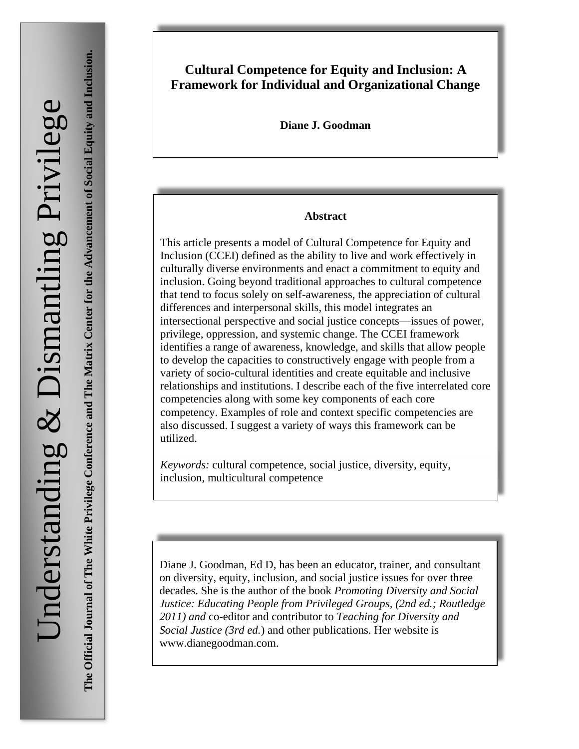# Cultural Competence for Equity and Inclusion: A Framework for Individual and Organizational Change

**Diane J. Goodman**

### Abstract

This article presents a model of Cultural Competence for Equity and Inclusion (CCEI) defined as the ability to live and work effectively in culturally diverse environments and enact a commitment to equity and inclusion. Going beyond traditional approaches to cultural competence that tend to focus solely on self-awareness, the appreciation of cultural differences and interpersonal skills, this model integrates an intersectional perspective and social justice concepts—issues of power, privilege, oppression, and systemic change. The CCEI framework identifies a range of awareness, knowledge, and skills that allow people to develop the capacities to constructively engage with people from a variety of socio-cultural identities and create equitable and inclusive relationships and institutions. I describe each of the five interrelated core competencies along with some key components of each core competency. Examples of role and context specific competencies are also discussed. I suggest a variety of ways this framework can be utilized.

*Keywords:* cultural competence, social justice, diversity, equity, inclusion, multicultural competence

Diane J. Goodman, Ed D, has been an educator, trainer, and consultant on diversity, equity, inclusion, and social justice issues for over three decades. She is the author of the book *Promoting Diversity and Social Justice: Educating People from Privileged Groups, (2nd ed.; Routledge 2011) and* co-editor and contributor to *Teaching for Diversity and Social Justice (3rd ed.*) and other publications. Her website is www.dianegoodman.com.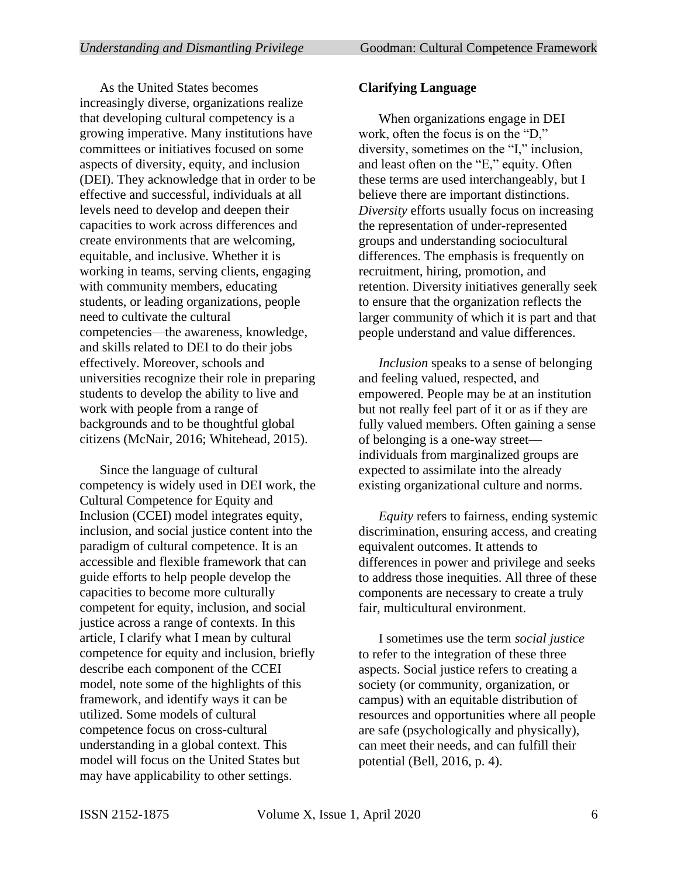As the United States becomes increasingly diverse, organizations realize that developing cultural competency is a growing imperative. Many institutions have committees or initiatives focused on some aspects of diversity, equity, and inclusion (DEI). They acknowledge that in order to be effective and successful, individuals at all levels need to develop and deepen their capacities to work across differences and create environments that are welcoming, equitable, and inclusive. Whether it is working in teams, serving clients, engaging with community members, educating students, or leading organizations, people need to cultivate the cultural competencies—the awareness, knowledge, and skills related to DEI to do their jobs effectively. Moreover, schools and universities recognize their role in preparing students to develop the ability to live and work with people from a range of backgrounds and to be thoughtful global citizens (McNair, 2016; Whitehead, 2015).

Since the language of cultural competency is widely used in DEI work, the Cultural Competence for Equity and Inclusion (CCEI) model integrates equity, inclusion, and social justice content into the paradigm of cultural competence. It is an accessible and flexible framework that can guide efforts to help people develop the capacities to become more culturally competent for equity, inclusion, and social justice across a range of contexts. In this article, I clarify what I mean by cultural competence for equity and inclusion, briefly describe each component of the CCEI model, note some of the highlights of this framework, and identify ways it can be utilized. Some models of cultural competence focus on cross-cultural understanding in a global context. This model will focus on the United States but may have applicability to other settings.

## Clarifying Language

When organizations engage in DEI work, often the focus is on the "D," diversity, sometimes on the "I," inclusion, and least often on the "E," equity. Often these terms are used interchangeably, but I believe there are important distinctions. *Diversity* efforts usually focus on increasing the representation of under-represented groups and understanding sociocultural differences. The emphasis is frequently on recruitment, hiring, promotion, and retention. Diversity initiatives generally seek to ensure that the organization reflects the larger community of which it is part and that people understand and value differences.

*Inclusion* speaks to a sense of belonging and feeling valued, respected, and empowered. People may be at an institution but not really feel part of it or as if they are fully valued members. Often gaining a sense of belonging is a one-way street—individuals from marginalized groups are expected to assimilate into the already existing organizational culture and norms.

*Equity* refers to fairness, ending systemic discrimination, ensuring access, and creating equivalent outcomes. It attends to differences in power and privilege and seeks to address those inequities. All three of these components are necessary to create a truly fair, multicultural environment.

I sometimes use the term *social justice* to refer to the integration of these three aspects. Social justice refers to creating a society (or community, organization, or campus) with an equitable distribution of resources and opportunities where all people are safe (psychologically and physically), can meet their needs, and can fulfill their potential (Bell, 2016, p. 4).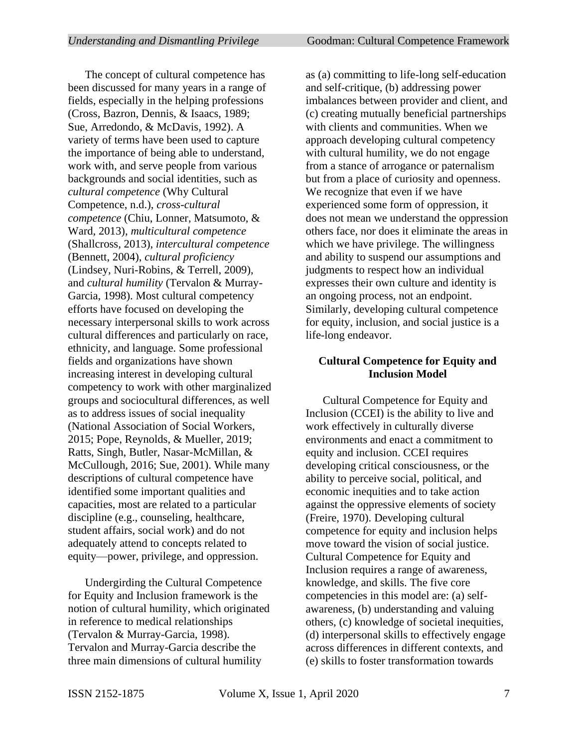The concept of cultural competence has been discussed for many years in a range of fields, especially in the helping professions (Cross, Bazron, Dennis, & Isaacs, 1989; Sue, Arredondo, & McDavis, 1992). A variety of terms have been used to capture the importance of being able to understand, work with, and serve people from various backgrounds and social identities, such as *cultural competence* (Why Cultural Competence, n.d.), *cross-cultural competence* (Chiu, Lonner, Matsumoto, & Ward, 2013), *multicultural competence* (Shallcross, 2013), *intercultural competence* (Bennett, 2004), *cultural proficiency* (Lindsey, Nuri-Robins, & Terrell, 2009), and *cultural humility* (Tervalon & Murray-Garcia, 1998). Most cultural competency efforts have focused on developing the necessary interpersonal skills to work across cultural differences and particularly on race, ethnicity, and language. Some professional fields and organizations have shown increasing interest in developing cultural competency to work with other marginalized groups and sociocultural differences, as well as to address issues of social inequality (National Association of Social Workers, 2015; Pope, Reynolds, & Mueller, 2019; Ratts, Singh, Butler, Nasar-McMillan, & McCullough, 2016; Sue, 2001). While many descriptions of cultural competence have identified some important qualities and capacities, most are related to a particular discipline (e.g., counseling, healthcare, student affairs, social work) and do not adequately attend to concepts related to equity—power, privilege, and oppression.

Undergirding the Cultural Competence for Equity and Inclusion framework is the notion of cultural humility, which originated in reference to medical relationships (Tervalon & Murray-Garcia, 1998). Tervalon and Murray-Garcia describe the three main dimensions of cultural humility as (a) committing to life-long self-education and self-critique, (b) addressing power imbalances between provider and client, and (c) creating mutually beneficial partnerships with clients and communities. When we approach developing cultural competency with cultural humility, we do not engage from a stance of arrogance or paternalism but from a place of curiosity and openness. We recognize that even if we have experienced some form of oppression, it does not mean we understand the oppression others face, nor does it eliminate the areas in which we have privilege. The willingness and ability to suspend our assumptions and judgments to respect how an individual expresses their own culture and identity is an ongoing process, not an endpoint. Similarly, developing cultural competence for equity, inclusion, and social justice is a life-long endeavor.

## Cultural Competence for Equity and Inclusion Model

Cultural Competence for Equity and Inclusion (CCEI) is the ability to live and work effectively in culturally diverse environments and enact a commitment to equity and inclusion. CCEI requires developing critical consciousness, or the ability to perceive social, political, and economic inequities and to take action against the oppressive elements of society (Freire, 1970). Developing cultural competence for equity and inclusion helps move toward the vision of social justice. Cultural Competence for Equity and Inclusion requires a range of awareness, knowledge, and skills. The five core competencies in this model are: (a) self-awareness, (b) understanding and valuing others, (c) knowledge of societal inequities, (d) interpersonal skills to effectively engage across differences in different contexts, and (e) skills to foster transformation towards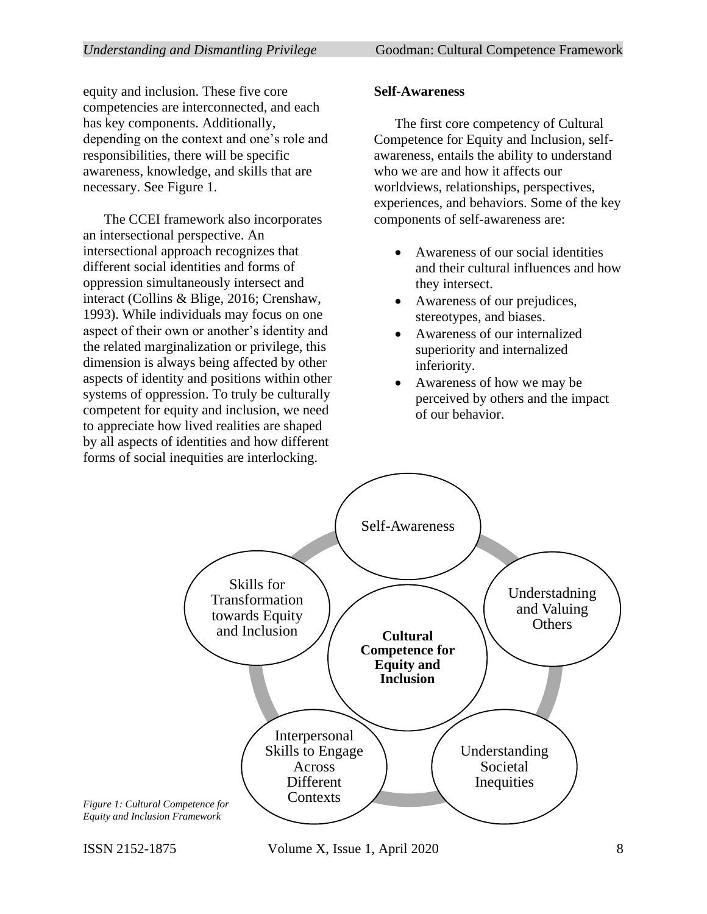equity and inclusion. These five core competencies are interconnected, and each has key components. Additionally, depending on the context and one's role and responsibilities, there will be specific awareness, knowledge, and skills that are necessary. See Figure 1.

The CCEI framework also incorporates an intersectional perspective. An intersectional approach recognizes that different social identities and forms of oppression simultaneously intersect and interact (Collins & Blige, 2016; Crenshaw, 1993). While individuals may focus on one aspect of their own or another's identity and the related marginalization or privilege, this dimension is always being affected by other aspects of identity and positions within other systems of oppression. To truly be culturally competent for equity and inclusion, we need to appreciate how lived realities are shaped by all aspects of identities and how different forms of social inequities are interlocking.

**Self-Awareness**

The first core competency of Cultural Competence for Equity and Inclusion, self-awareness, entails the ability to understand who we are and how it affects our worldviews, relationships, perspectives, experiences, and behaviors. Some of the key components of self-awareness are:

- Awareness of our social identities and their cultural influences and how they intersect.
- Awareness of our prejudices, stereotypes, and biases.
- Awareness of our internalized superiority and internalized inferiority.
- Awareness of how we may be perceived by others and the impact of our behavior.

Self-Awareness

Understadning and Valuing Others

Understanding Societal Inequities

Interpersonal Skills to Engage Across Different Contexts

Skills for Transformation towards Equity and Inclusion

**Cultural Competence for Equity and Inclusion**

*Figure 1: Cultural Competence for Equity and Inclusion Framework*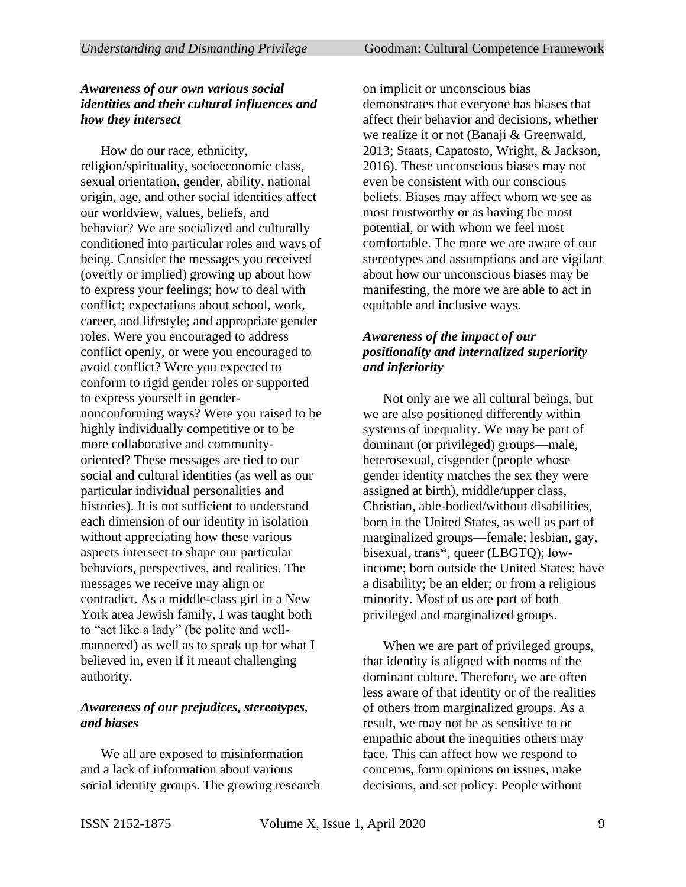### *Awareness of our own various social identities and their cultural influences and how they intersect*

How do our race, ethnicity, religion/spirituality, socioeconomic class, sexual orientation, gender, ability, national origin, age, and other social identities affect our worldview, values, beliefs, and behavior? We are socialized and culturally conditioned into particular roles and ways of being. Consider the messages you received (overtly or implied) growing up about how to express your feelings; how to deal with conflict; expectations about school, work, career, and lifestyle; and appropriate gender roles. Were you encouraged to address conflict openly, or were you encouraged to avoid conflict? Were you expected to conform to rigid gender roles or supported to express yourself in gender-nonconforming ways? Were you raised to be highly individually competitive or to be more collaborative and community-oriented? These messages are tied to our social and cultural identities (as well as our particular individual personalities and histories). It is not sufficient to understand each dimension of our identity in isolation without appreciating how these various aspects intersect to shape our particular behaviors, perspectives, and realities. The messages we receive may align or contradict. As a middle-class girl in a New York area Jewish family, I was taught both to "act like a lady" (be polite and well-mannered) as well as to speak up for what I believed in, even if it meant challenging authority.

### *Awareness of our prejudices, stereotypes, and biases*

We all are exposed to misinformation and a lack of information about various social identity groups. The growing research on implicit or unconscious bias demonstrates that everyone has biases that affect their behavior and decisions, whether we realize it or not (Banaji & Greenwald, 2013; Staats, Capatosto, Wright, & Jackson, 2016). These unconscious biases may not even be consistent with our conscious beliefs. Biases may affect whom we see as most trustworthy or as having the most potential, or with whom we feel most comfortable. The more we are aware of our stereotypes and assumptions and are vigilant about how our unconscious biases may be manifesting, the more we are able to act in equitable and inclusive ways.

### *Awareness of the impact of our positionality and internalized superiority and inferiority*

Not only are we all cultural beings, but we are also positioned differently within systems of inequality. We may be part of dominant (or privileged) groups—male, heterosexual, cisgender (people whose gender identity matches the sex they were assigned at birth), middle/upper class, Christian, able-bodied/without disabilities, born in the United States, as well as part of marginalized groups—female; lesbian, gay, bisexual, trans*, queer (LBGTQ); low-income; born outside the United States; have a disability; be an elder; or from a religious minority. Most of us are part of both privileged and marginalized groups.

When we are part of privileged groups, that identity is aligned with norms of the dominant culture. Therefore, we are often less aware of that identity or of the realities of others from marginalized groups. As a result, we may not be as sensitive to or empathic about the inequities others may face. This can affect how we respond to concerns, form opinions on issues, make decisions, and set policy. People without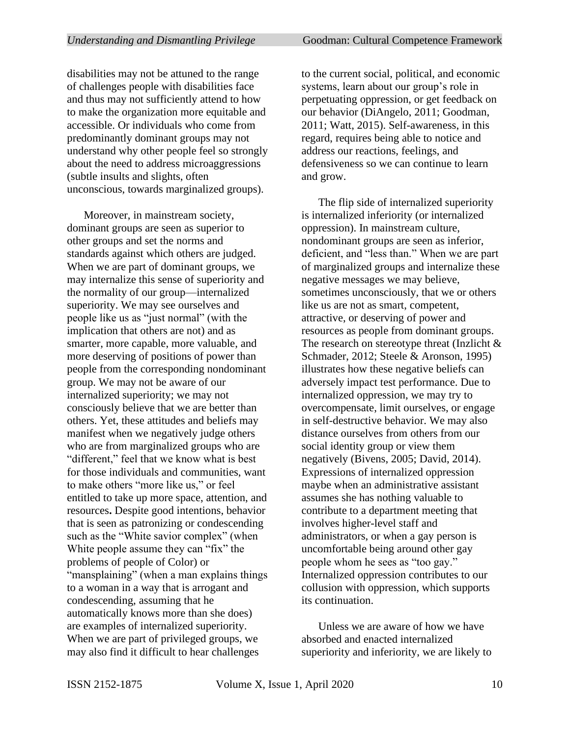disabilities may not be attuned to the range of challenges people with disabilities face and thus may not sufficiently attend to how to make the organization more equitable and accessible. Or individuals who come from predominantly dominant groups may not understand why other people feel so strongly about the need to address microaggressions (subtle insults and slights, often unconscious, towards marginalized groups).

Moreover, in mainstream society, dominant groups are seen as superior to other groups and set the norms and standards against which others are judged. When we are part of dominant groups, we may internalize this sense of superiority and the normality of our group—internalized superiority. We may see ourselves and people like us as "just normal" (with the implication that others are not) and as smarter, more capable, more valuable, and more deserving of positions of power than people from the corresponding nondominant group. We may not be aware of our internalized superiority; we may not consciously believe that we are better than others. Yet, these attitudes and beliefs may manifest when we negatively judge others who are from marginalized groups who are "different," feel that we know what is best for those individuals and communities, want to make others "more like us," or feel entitled to take up more space, attention, and resources**.** Despite good intentions, behavior that is seen as patronizing or condescending such as the "White savior complex" (when White people assume they can "fix" the problems of people of Color) or "mansplaining" (when a man explains things to a woman in a way that is arrogant and condescending, assuming that he automatically knows more than she does) are examples of internalized superiority. When we are part of privileged groups, we may also find it difficult to hear challenges to the current social, political, and economic systems, learn about our group's role in perpetuating oppression, or get feedback on our behavior (DiAngelo, 2011; Goodman, 2011; Watt, 2015). Self-awareness, in this regard, requires being able to notice and address our reactions, feelings, and defensiveness so we can continue to learn and grow.

The flip side of internalized superiority is internalized inferiority (or internalized oppression). In mainstream culture, nondominant groups are seen as inferior, deficient, and "less than." When we are part of marginalized groups and internalize these negative messages we may believe, sometimes unconsciously, that we or others like us are not as smart, competent, attractive, or deserving of power and resources as people from dominant groups. The research on stereotype threat (Inzlicht & Schmader, 2012; Steele & Aronson, 1995) illustrates how these negative beliefs can adversely impact test performance. Due to internalized oppression, we may try to overcompensate, limit ourselves, or engage in self-destructive behavior. We may also distance ourselves from others from our social identity group or view them negatively (Bivens, 2005; David, 2014). Expressions of internalized oppression maybe when an administrative assistant assumes she has nothing valuable to contribute to a department meeting that involves higher-level staff and administrators, or when a gay person is uncomfortable being around other gay people whom he sees as "too gay." Internalized oppression contributes to our collusion with oppression, which supports its continuation.

Unless we are aware of how we have absorbed and enacted internalized superiority and inferiority, we are likely to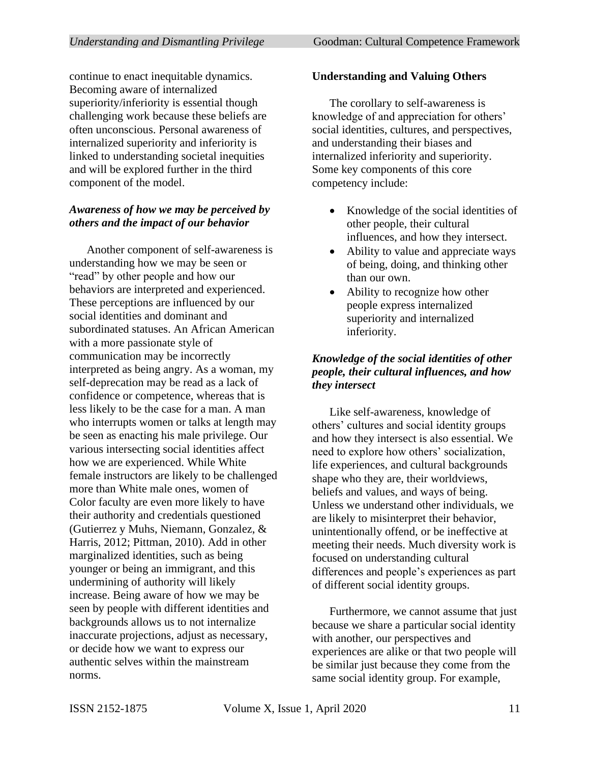continue to enact inequitable dynamics. Becoming aware of internalized superiority/inferiority is essential though challenging work because these beliefs are often unconscious. Personal awareness of internalized superiority and inferiority is linked to understanding societal inequities and will be explored further in the third component of the model.

#### *Awareness of how we may be perceived by others and the impact of our behavior*

Another component of self-awareness is understanding how we may be seen or "read" by other people and how our behaviors are interpreted and experienced. These perceptions are influenced by our social identities and dominant and subordinated statuses. An African American with a more passionate style of communication may be incorrectly interpreted as being angry. As a woman, my self-deprecation may be read as a lack of confidence or competence, whereas that is less likely to be the case for a man. A man who interrupts women or talks at length may be seen as enacting his male privilege. Our various intersecting social identities affect how we are experienced. While White female instructors are likely to be challenged more than White male ones, women of Color faculty are even more likely to have their authority and credentials questioned (Gutierrez y Muhs, Niemann, Gonzalez, & Harris, 2012; Pittman, 2010). Add in other marginalized identities, such as being younger or being an immigrant, and this undermining of authority will likely increase. Being aware of how we may be seen by people with different identities and backgrounds allows us to not internalize inaccurate projections, adjust as necessary, or decide how we want to express our authentic selves within the mainstream norms.

### Understanding and Valuing Others

The corollary to self-awareness is knowledge of and appreciation for others' social identities, cultures, and perspectives, and understanding their biases and internalized inferiority and superiority. Some key components of this core competency include:

- Knowledge of the social identities of other people, their cultural influences, and how they intersect.
- Ability to value and appreciate ways of being, doing, and thinking other than our own.
- Ability to recognize how other people express internalized superiority and internalized inferiority.

#### *Knowledge of the social identities of other people, their cultural influences, and how they intersect*

Like self-awareness, knowledge of others' cultures and social identity groups and how they intersect is also essential. We need to explore how others' socialization, life experiences, and cultural backgrounds shape who they are, their worldviews, beliefs and values, and ways of being. Unless we understand other individuals, we are likely to misinterpret their behavior, unintentionally offend, or be ineffective at meeting their needs. Much diversity work is focused on understanding cultural differences and people's experiences as part of different social identity groups.

Furthermore, we cannot assume that just because we share a particular social identity with another, our perspectives and experiences are alike or that two people will be similar just because they come from the same social identity group. For example,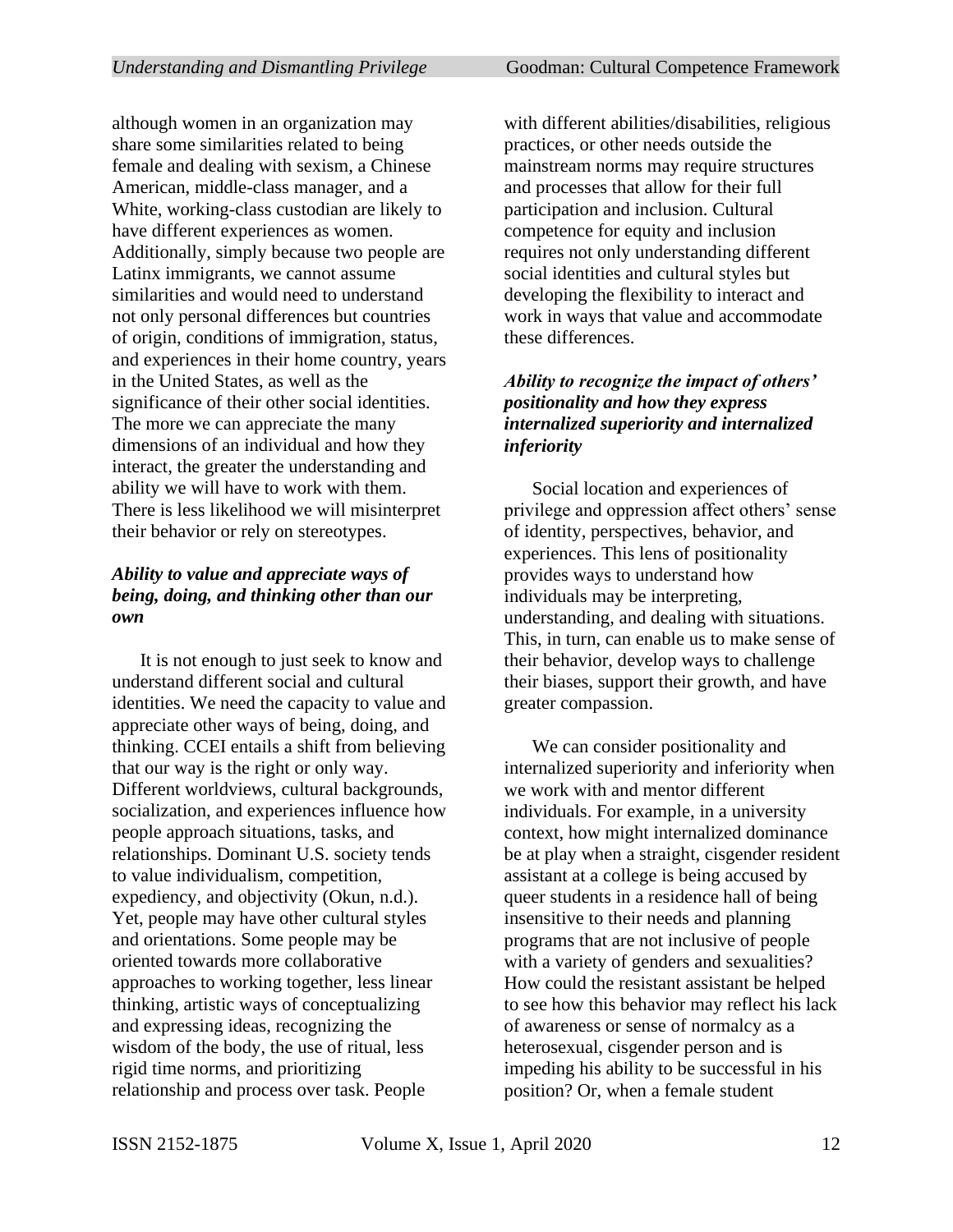although women in an organization may share some similarities related to being female and dealing with sexism, a Chinese American, middle-class manager, and a White, working-class custodian are likely to have different experiences as women. Additionally, simply because two people are Latinx immigrants, we cannot assume similarities and would need to understand not only personal differences but countries of origin, conditions of immigration, status, and experiences in their home country, years in the United States, as well as the significance of their other social identities. The more we can appreciate the many dimensions of an individual and how they interact, the greater the understanding and ability we will have to work with them. There is less likelihood we will misinterpret their behavior or rely on stereotypes.

### *Ability to value and appreciate ways of being, doing, and thinking other than our own*

It is not enough to just seek to know and understand different social and cultural identities. We need the capacity to value and appreciate other ways of being, doing, and thinking. CCEI entails a shift from believing that our way is the right or only way. Different worldviews, cultural backgrounds, socialization, and experiences influence how people approach situations, tasks, and relationships. Dominant U.S. society tends to value individualism, competition, expediency, and objectivity (Okun, n.d.). Yet, people may have other cultural styles and orientations. Some people may be oriented towards more collaborative approaches to working together, less linear thinking, artistic ways of conceptualizing and expressing ideas, recognizing the wisdom of the body, the use of ritual, less rigid time norms, and prioritizing relationship and process over task. People with different abilities/disabilities, religious practices, or other needs outside the mainstream norms may require structures and processes that allow for their full participation and inclusion. Cultural competence for equity and inclusion requires not only understanding different social identities and cultural styles but developing the flexibility to interact and work in ways that value and accommodate these differences.

### *Ability to recognize the impact of others' positionality and how they express internalized superiority and internalized inferiority*

Social location and experiences of privilege and oppression affect others' sense of identity, perspectives, behavior, and experiences. This lens of positionality provides ways to understand how individuals may be interpreting, understanding, and dealing with situations. This, in turn, can enable us to make sense of their behavior, develop ways to challenge their biases, support their growth, and have greater compassion.

We can consider positionality and internalized superiority and inferiority when we work with and mentor different individuals. For example, in a university context, how might internalized dominance be at play when a straight, cisgender resident assistant at a college is being accused by queer students in a residence hall of being insensitive to their needs and planning programs that are not inclusive of people with a variety of genders and sexualities? How could the resistant assistant be helped to see how this behavior may reflect his lack of awareness or sense of normalcy as a heterosexual, cisgender person and is impeding his ability to be successful in his position? Or, when a female student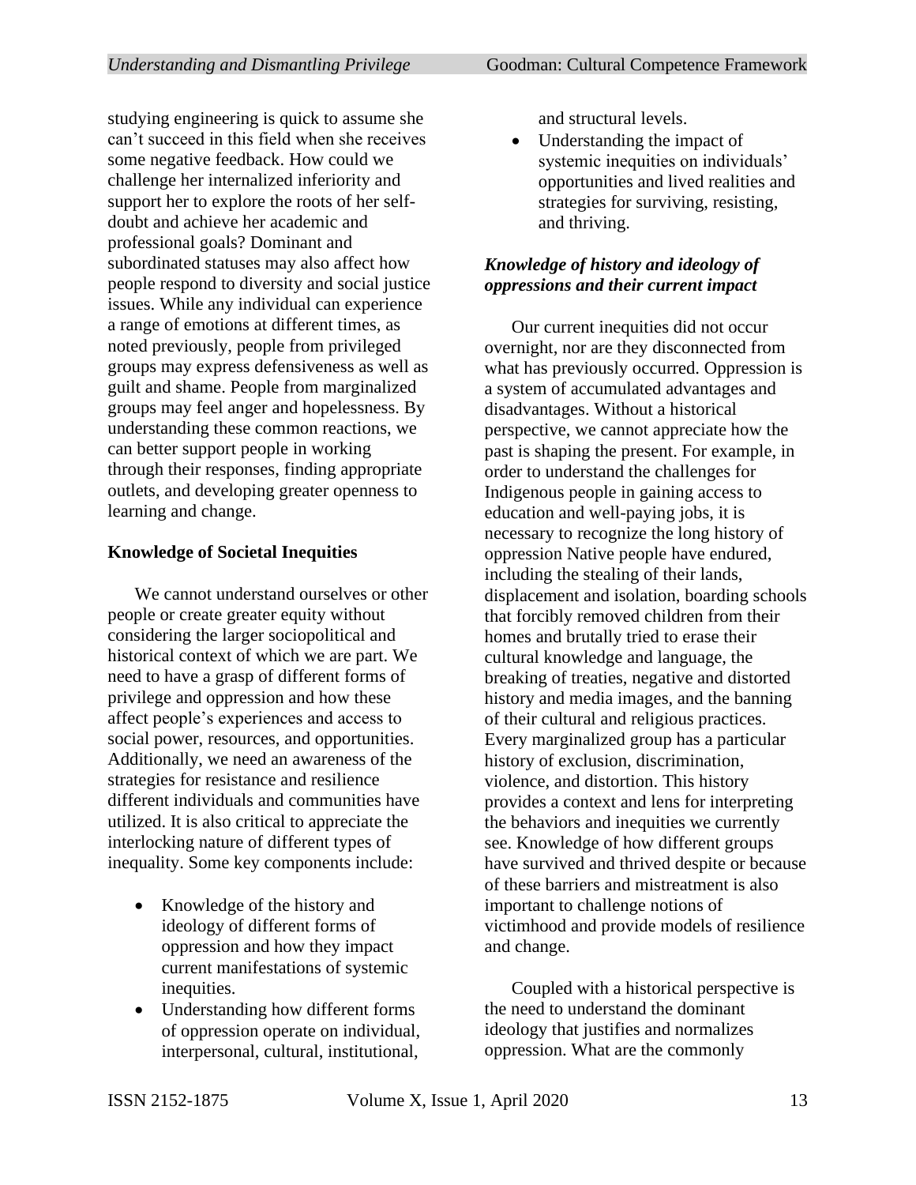studying engineering is quick to assume she can't succeed in this field when she receives some negative feedback. How could we challenge her internalized inferiority and support her to explore the roots of her self-doubt and achieve her academic and professional goals? Dominant and subordinated statuses may also affect how people respond to diversity and social justice issues. While any individual can experience a range of emotions at different times, as noted previously, people from privileged groups may express defensiveness as well as guilt and shame. People from marginalized groups may feel anger and hopelessness. By understanding these common reactions, we can better support people in working through their responses, finding appropriate outlets, and developing greater openness to learning and change.

**Knowledge of Societal Inequities**

We cannot understand ourselves or other people or create greater equity without considering the larger sociopolitical and historical context of which we are part. We need to have a grasp of different forms of privilege and oppression and how these affect people's experiences and access to social power, resources, and opportunities. Additionally, we need an awareness of the strategies for resistance and resilience different individuals and communities have utilized. It is also critical to appreciate the interlocking nature of different types of inequality. Some key components include:

- Knowledge of the history and ideology of different forms of oppression and how they impact current manifestations of systemic inequities.
- Understanding how different forms of oppression operate on individual, interpersonal, cultural, institutional, and structural levels.
- Understanding the impact of systemic inequities on individuals' opportunities and lived realities and strategies for surviving, resisting, and thriving.

***Knowledge of history and ideology of oppressions and their current impact***

Our current inequities did not occur overnight, nor are they disconnected from what has previously occurred. Oppression is a system of accumulated advantages and disadvantages. Without a historical perspective, we cannot appreciate how the past is shaping the present. For example, in order to understand the challenges for Indigenous people in gaining access to education and well-paying jobs, it is necessary to recognize the long history of oppression Native people have endured, including the stealing of their lands, displacement and isolation, boarding schools that forcibly removed children from their homes and brutally tried to erase their cultural knowledge and language, the breaking of treaties, negative and distorted history and media images, and the banning of their cultural and religious practices. Every marginalized group has a particular history of exclusion, discrimination, violence, and distortion. This history provides a context and lens for interpreting the behaviors and inequities we currently see. Knowledge of how different groups have survived and thrived despite or because of these barriers and mistreatment is also important to challenge notions of victimhood and provide models of resilience and change.

Coupled with a historical perspective is the need to understand the dominant ideology that justifies and normalizes oppression. What are the commonly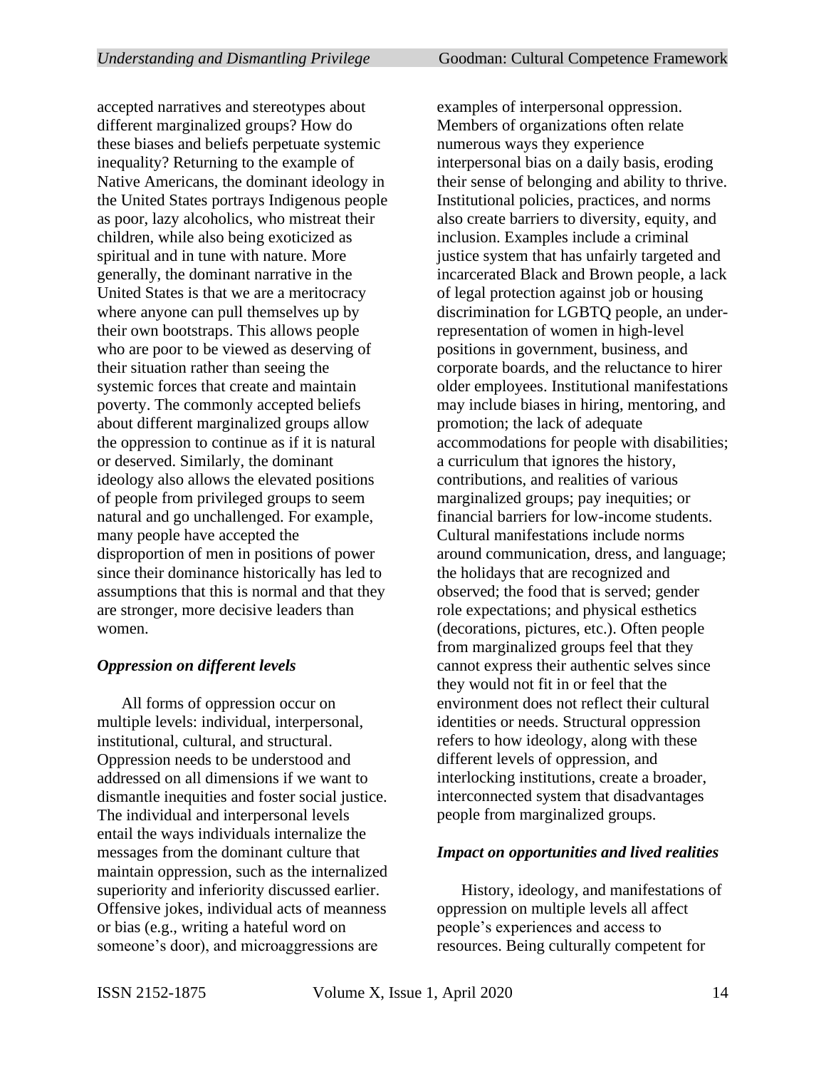accepted narratives and stereotypes about different marginalized groups? How do these biases and beliefs perpetuate systemic inequality? Returning to the example of Native Americans, the dominant ideology in the United States portrays Indigenous people as poor, lazy alcoholics, who mistreat their children, while also being exoticized as spiritual and in tune with nature. More generally, the dominant narrative in the United States is that we are a meritocracy where anyone can pull themselves up by their own bootstraps. This allows people who are poor to be viewed as deserving of their situation rather than seeing the systemic forces that create and maintain poverty. The commonly accepted beliefs about different marginalized groups allow the oppression to continue as if it is natural or deserved. Similarly, the dominant ideology also allows the elevated positions of people from privileged groups to seem natural and go unchallenged. For example, many people have accepted the disproportion of men in positions of power since their dominance historically has led to assumptions that this is normal and that they are stronger, more decisive leaders than women.

### *Oppression on different levels*

All forms of oppression occur on multiple levels: individual, interpersonal, institutional, cultural, and structural. Oppression needs to be understood and addressed on all dimensions if we want to dismantle inequities and foster social justice. The individual and interpersonal levels entail the ways individuals internalize the messages from the dominant culture that maintain oppression, such as the internalized superiority and inferiority discussed earlier. Offensive jokes, individual acts of meanness or bias (e.g., writing a hateful word on someone's door), and microaggressions are examples of interpersonal oppression. Members of organizations often relate numerous ways they experience interpersonal bias on a daily basis, eroding their sense of belonging and ability to thrive. Institutional policies, practices, and norms also create barriers to diversity, equity, and inclusion. Examples include a criminal justice system that has unfairly targeted and incarcerated Black and Brown people, a lack of legal protection against job or housing discrimination for LGBTQ people, an under-representation of women in high-level positions in government, business, and corporate boards, and the reluctance to hirer older employees. Institutional manifestations may include biases in hiring, mentoring, and promotion; the lack of adequate accommodations for people with disabilities; a curriculum that ignores the history, contributions, and realities of various marginalized groups; pay inequities; or financial barriers for low-income students. Cultural manifestations include norms around communication, dress, and language; the holidays that are recognized and observed; the food that is served; gender role expectations; and physical esthetics (decorations, pictures, etc.). Often people from marginalized groups feel that they cannot express their authentic selves since they would not fit in or feel that the environment does not reflect their cultural identities or needs. Structural oppression refers to how ideology, along with these different levels of oppression, and interlocking institutions, create a broader, interconnected system that disadvantages people from marginalized groups.

### *Impact on opportunities and lived realities*

History, ideology, and manifestations of oppression on multiple levels all affect people's experiences and access to resources. Being culturally competent for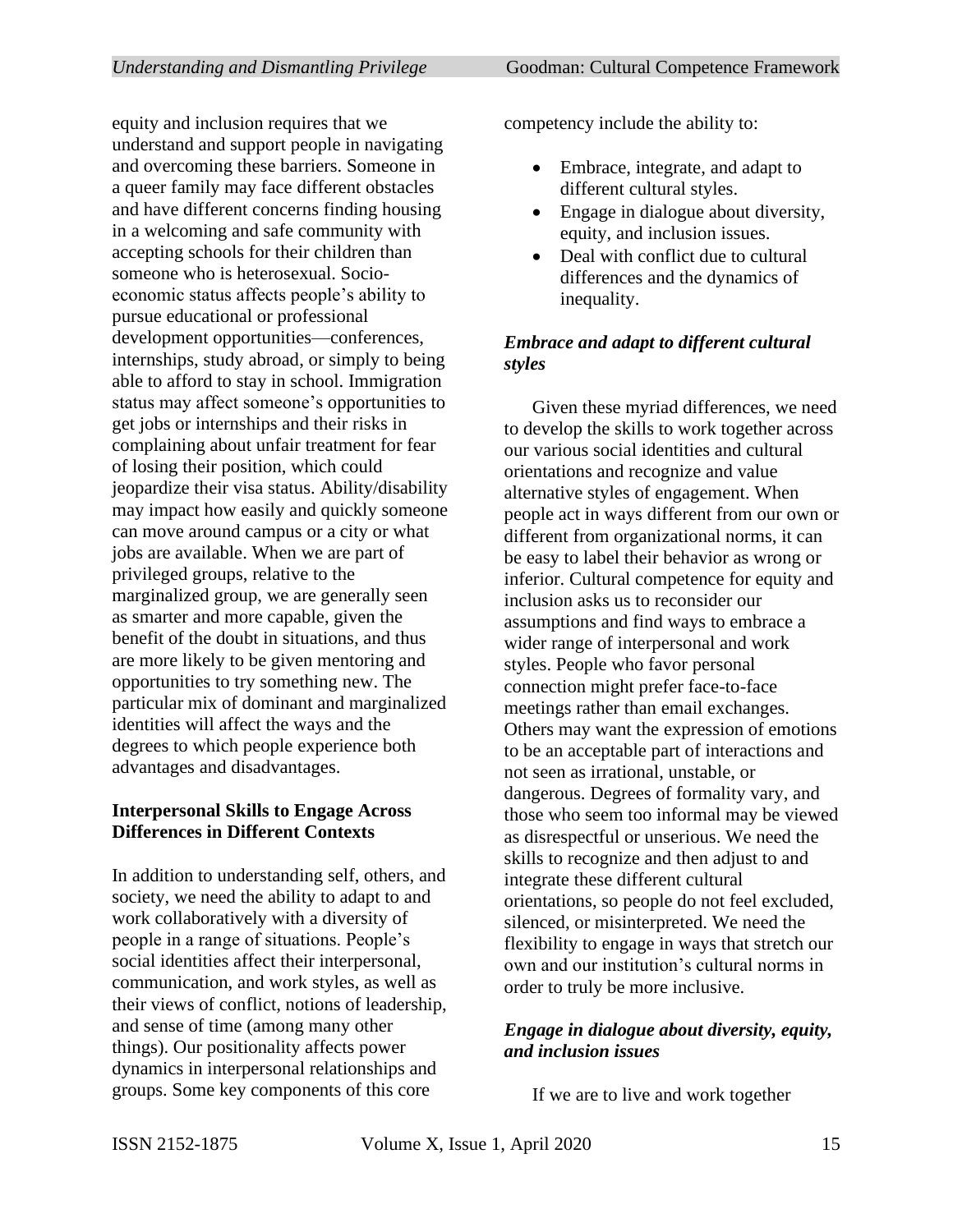equity and inclusion requires that we understand and support people in navigating and overcoming these barriers. Someone in a queer family may face different obstacles and have different concerns finding housing in a welcoming and safe community with accepting schools for their children than someone who is heterosexual. Socio-economic status affects people's ability to pursue educational or professional development opportunities—conferences, internships, study abroad, or simply to being able to afford to stay in school. Immigration status may affect someone's opportunities to get jobs or internships and their risks in complaining about unfair treatment for fear of losing their position, which could jeopardize their visa status. Ability/disability may impact how easily and quickly someone can move around campus or a city or what jobs are available. When we are part of privileged groups, relative to the marginalized group, we are generally seen as smarter and more capable, given the benefit of the doubt in situations, and thus are more likely to be given mentoring and opportunities to try something new. The particular mix of dominant and marginalized identities will affect the ways and the degrees to which people experience both advantages and disadvantages.

### Interpersonal Skills to Engage Across Differences in Different Contexts

In addition to understanding self, others, and society, we need the ability to adapt to and work collaboratively with a diversity of people in a range of situations. People's social identities affect their interpersonal, communication, and work styles, as well as their views of conflict, notions of leadership, and sense of time (among many other things). Our positionality affects power dynamics in interpersonal relationships and groups. Some key components of this core competency include the ability to:

- Embrace, integrate, and adapt to different cultural styles.
- Engage in dialogue about diversity, equity, and inclusion issues.
- Deal with conflict due to cultural differences and the dynamics of inequality.

#### *Embrace and adapt to different cultural styles*

Given these myriad differences, we need to develop the skills to work together across our various social identities and cultural orientations and recognize and value alternative styles of engagement. When people act in ways different from our own or different from organizational norms, it can be easy to label their behavior as wrong or inferior. Cultural competence for equity and inclusion asks us to reconsider our assumptions and find ways to embrace a wider range of interpersonal and work styles. People who favor personal connection might prefer face-to-face meetings rather than email exchanges. Others may want the expression of emotions to be an acceptable part of interactions and not seen as irrational, unstable, or dangerous. Degrees of formality vary, and those who seem too informal may be viewed as disrespectful or unserious. We need the skills to recognize and then adjust to and integrate these different cultural orientations, so people do not feel excluded, silenced, or misinterpreted. We need the flexibility to engage in ways that stretch our own and our institution's cultural norms in order to truly be more inclusive.

#### *Engage in dialogue about diversity, equity, and inclusion issues*

If we are to live and work together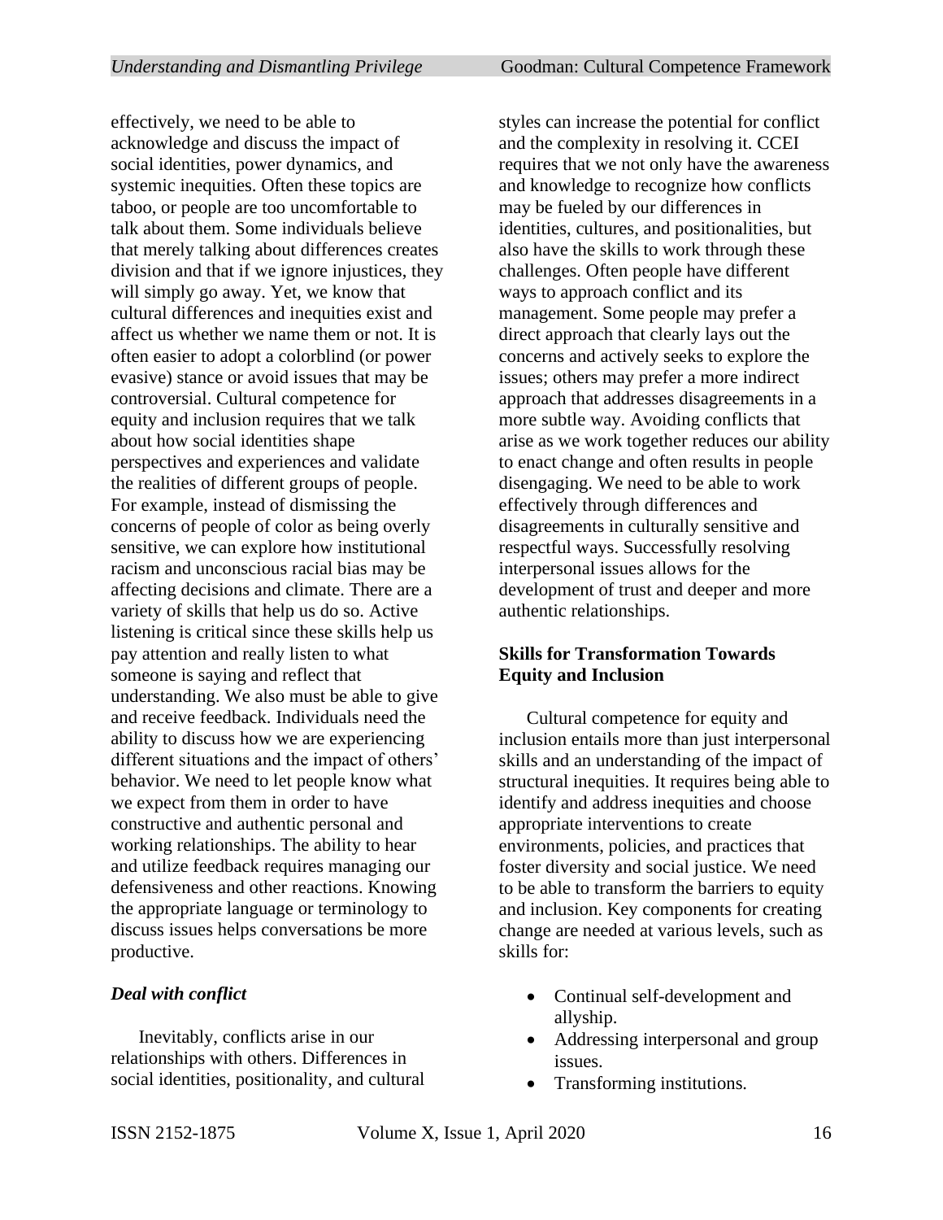effectively, we need to be able to acknowledge and discuss the impact of social identities, power dynamics, and systemic inequities. Often these topics are taboo, or people are too uncomfortable to talk about them. Some individuals believe that merely talking about differences creates division and that if we ignore injustices, they will simply go away. Yet, we know that cultural differences and inequities exist and affect us whether we name them or not. It is often easier to adopt a colorblind (or power evasive) stance or avoid issues that may be controversial. Cultural competence for equity and inclusion requires that we talk about how social identities shape perspectives and experiences and validate the realities of different groups of people. For example, instead of dismissing the concerns of people of color as being overly sensitive, we can explore how institutional racism and unconscious racial bias may be affecting decisions and climate. There are a variety of skills that help us do so. Active listening is critical since these skills help us pay attention and really listen to what someone is saying and reflect that understanding. We also must be able to give and receive feedback. Individuals need the ability to discuss how we are experiencing different situations and the impact of others' behavior. We need to let people know what we expect from them in order to have constructive and authentic personal and working relationships. The ability to hear and utilize feedback requires managing our defensiveness and other reactions. Knowing the appropriate language or terminology to discuss issues helps conversations be more productive.

### *Deal with conflict*

Inevitably, conflicts arise in our relationships with others. Differences in social identities, positionality, and cultural styles can increase the potential for conflict and the complexity in resolving it. CCEI requires that we not only have the awareness and knowledge to recognize how conflicts may be fueled by our differences in identities, cultures, and positionalities, but also have the skills to work through these challenges. Often people have different ways to approach conflict and its management. Some people may prefer a direct approach that clearly lays out the concerns and actively seeks to explore the issues; others may prefer a more indirect approach that addresses disagreements in a more subtle way. Avoiding conflicts that arise as we work together reduces our ability to enact change and often results in people disengaging. We need to be able to work effectively through differences and disagreements in culturally sensitive and respectful ways. Successfully resolving interpersonal issues allows for the development of trust and deeper and more authentic relationships.

## Skills for Transformation Towards Equity and Inclusion

Cultural competence for equity and inclusion entails more than just interpersonal skills and an understanding of the impact of structural inequities. It requires being able to identify and address inequities and choose appropriate interventions to create environments, policies, and practices that foster diversity and social justice. We need to be able to transform the barriers to equity and inclusion. Key components for creating change are needed at various levels, such as skills for:

- Continual self-development and allyship.
- Addressing interpersonal and group issues.
- Transforming institutions.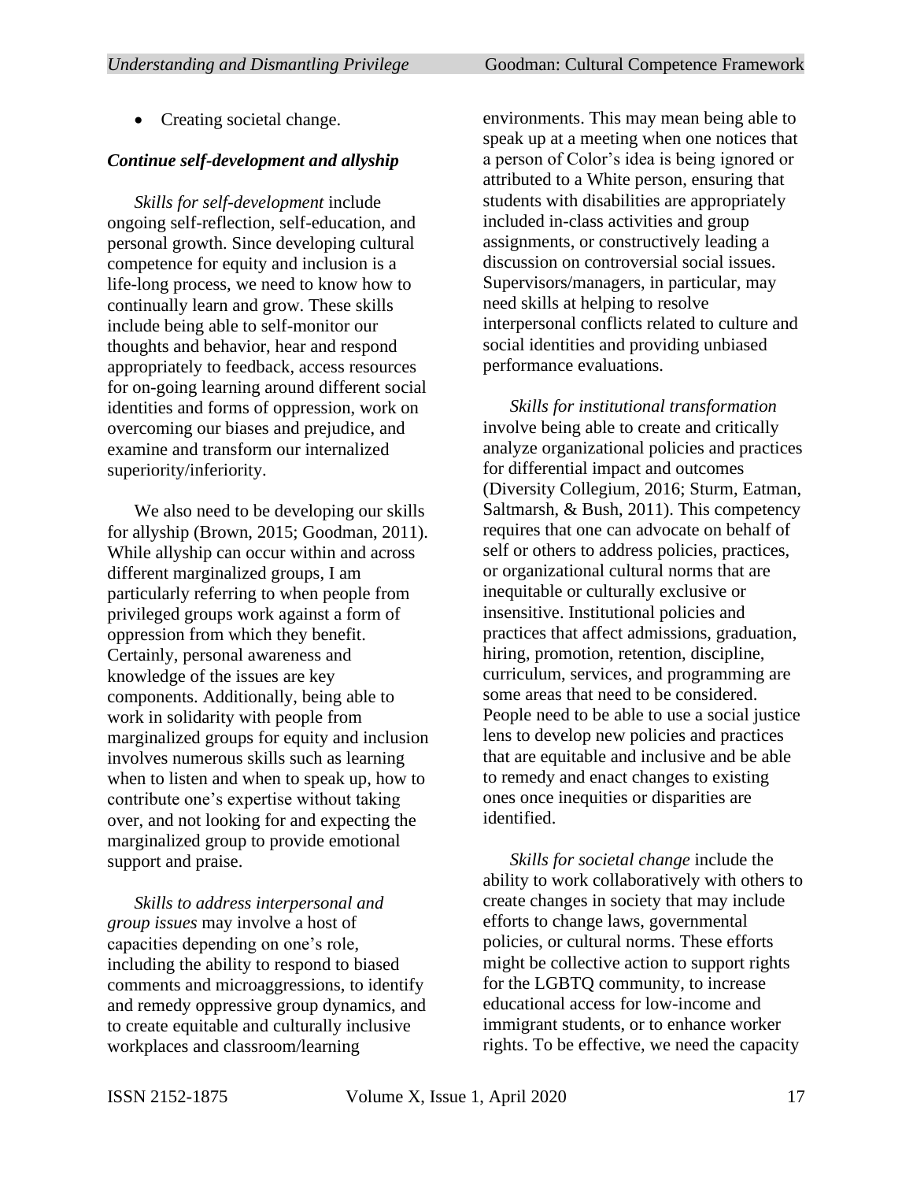- Creating societal change.

### *Continue self-development and allyship*

*Skills for self-development* include ongoing self-reflection, self-education, and personal growth. Since developing cultural competence for equity and inclusion is a life-long process, we need to know how to continually learn and grow. These skills include being able to self-monitor our thoughts and behavior, hear and respond appropriately to feedback, access resources for on-going learning around different social identities and forms of oppression, work on overcoming our biases and prejudice, and examine and transform our internalized superiority/inferiority.

We also need to be developing our skills for allyship (Brown, 2015; Goodman, 2011). While allyship can occur within and across different marginalized groups, I am particularly referring to when people from privileged groups work against a form of oppression from which they benefit. Certainly, personal awareness and knowledge of the issues are key components. Additionally, being able to work in solidarity with people from marginalized groups for equity and inclusion involves numerous skills such as learning when to listen and when to speak up, how to contribute one's expertise without taking over, and not looking for and expecting the marginalized group to provide emotional support and praise.

*Skills to address interpersonal and group issues* may involve a host of capacities depending on one's role, including the ability to respond to biased comments and microaggressions, to identify and remedy oppressive group dynamics, and to create equitable and culturally inclusive workplaces and classroom/learning environments. This may mean being able to speak up at a meeting when one notices that a person of Color's idea is being ignored or attributed to a White person, ensuring that students with disabilities are appropriately included in-class activities and group assignments, or constructively leading a discussion on controversial social issues. Supervisors/managers, in particular, may need skills at helping to resolve interpersonal conflicts related to culture and social identities and providing unbiased performance evaluations.

*Skills for institutional transformation* involve being able to create and critically analyze organizational policies and practices for differential impact and outcomes (Diversity Collegium, 2016; Sturm, Eatman, Saltmarsh, & Bush, 2011). This competency requires that one can advocate on behalf of self or others to address policies, practices, or organizational cultural norms that are inequitable or culturally exclusive or insensitive. Institutional policies and practices that affect admissions, graduation, hiring, promotion, retention, discipline, curriculum, services, and programming are some areas that need to be considered. People need to be able to use a social justice lens to develop new policies and practices that are equitable and inclusive and be able to remedy and enact changes to existing ones once inequities or disparities are identified.

*Skills for societal change* include the ability to work collaboratively with others to create changes in society that may include efforts to change laws, governmental policies, or cultural norms. These efforts might be collective action to support rights for the LGBTQ community, to increase educational access for low-income and immigrant students, or to enhance worker rights. To be effective, we need the capacity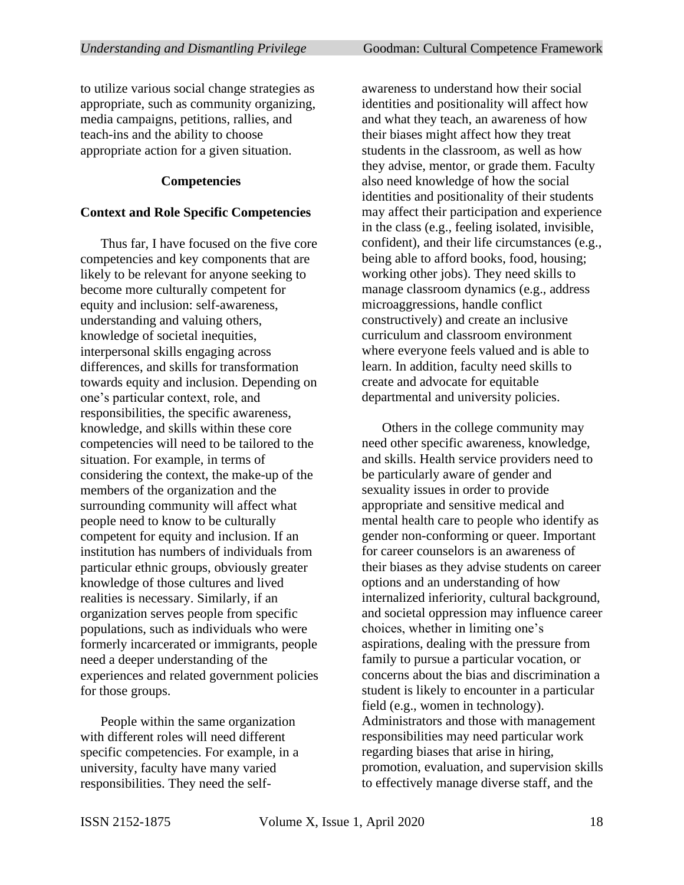to utilize various social change strategies as appropriate, such as community organizing, media campaigns, petitions, rallies, and teach-ins and the ability to choose appropriate action for a given situation.

## Competencies

### Context and Role Specific Competencies

Thus far, I have focused on the five core competencies and key components that are likely to be relevant for anyone seeking to become more culturally competent for equity and inclusion: self-awareness, understanding and valuing others, knowledge of societal inequities, interpersonal skills engaging across differences, and skills for transformation towards equity and inclusion. Depending on one's particular context, role, and responsibilities, the specific awareness, knowledge, and skills within these core competencies will need to be tailored to the situation. For example, in terms of considering the context, the make-up of the members of the organization and the surrounding community will affect what people need to know to be culturally competent for equity and inclusion. If an institution has numbers of individuals from particular ethnic groups, obviously greater knowledge of those cultures and lived realities is necessary. Similarly, if an organization serves people from specific populations, such as individuals who were formerly incarcerated or immigrants, people need a deeper understanding of the experiences and related government policies for those groups.

People within the same organization with different roles will need different specific competencies. For example, in a university, faculty have many varied responsibilities. They need the self-awareness to understand how their social identities and positionality will affect how and what they teach, an awareness of how their biases might affect how they treat students in the classroom, as well as how they advise, mentor, or grade them. Faculty also need knowledge of how the social identities and positionality of their students may affect their participation and experience in the class (e.g., feeling isolated, invisible, confident), and their life circumstances (e.g., being able to afford books, food, housing; working other jobs). They need skills to manage classroom dynamics (e.g., address microaggressions, handle conflict constructively) and create an inclusive curriculum and classroom environment where everyone feels valued and is able to learn. In addition, faculty need skills to create and advocate for equitable departmental and university policies.

Others in the college community may need other specific awareness, knowledge, and skills. Health service providers need to be particularly aware of gender and sexuality issues in order to provide appropriate and sensitive medical and mental health care to people who identify as gender non-conforming or queer. Important for career counselors is an awareness of their biases as they advise students on career options and an understanding of how internalized inferiority, cultural background, and societal oppression may influence career choices, whether in limiting one's aspirations, dealing with the pressure from family to pursue a particular vocation, or concerns about the bias and discrimination a student is likely to encounter in a particular field (e.g., women in technology). Administrators and those with management responsibilities may need particular work regarding biases that arise in hiring, promotion, evaluation, and supervision skills to effectively manage diverse staff, and the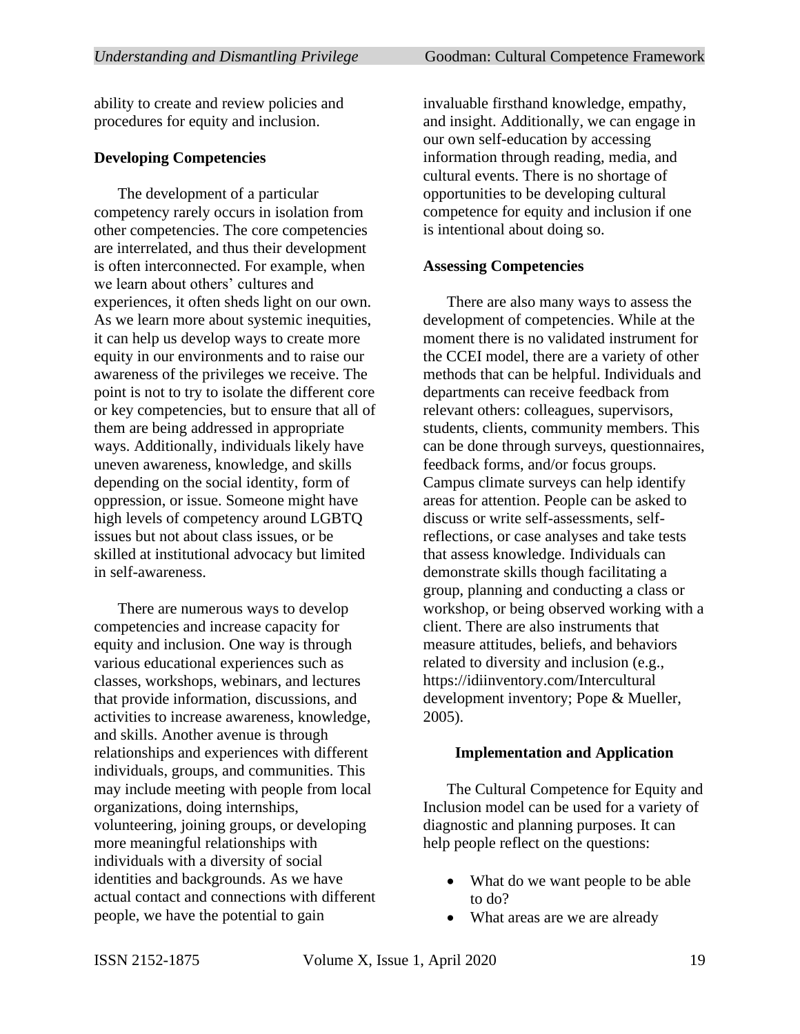ability to create and review policies and procedures for equity and inclusion.

### Developing Competencies

The development of a particular competency rarely occurs in isolation from other competencies. The core competencies are interrelated, and thus their development is often interconnected. For example, when we learn about others' cultures and experiences, it often sheds light on our own. As we learn more about systemic inequities, it can help us develop ways to create more equity in our environments and to raise our awareness of the privileges we receive. The point is not to try to isolate the different core or key competencies, but to ensure that all of them are being addressed in appropriate ways. Additionally, individuals likely have uneven awareness, knowledge, and skills depending on the social identity, form of oppression, or issue. Someone might have high levels of competency around LGBTQ issues but not about class issues, or be skilled at institutional advocacy but limited in self-awareness.

There are numerous ways to develop competencies and increase capacity for equity and inclusion. One way is through various educational experiences such as classes, workshops, webinars, and lectures that provide information, discussions, and activities to increase awareness, knowledge, and skills. Another avenue is through relationships and experiences with different individuals, groups, and communities. This may include meeting with people from local organizations, doing internships, volunteering, joining groups, or developing more meaningful relationships with individuals with a diversity of social identities and backgrounds. As we have actual contact and connections with different people, we have the potential to gain invaluable firsthand knowledge, empathy, and insight. Additionally, we can engage in our own self-education by accessing information through reading, media, and cultural events. There is no shortage of opportunities to be developing cultural competence for equity and inclusion if one is intentional about doing so.

### Assessing Competencies

There are also many ways to assess the development of competencies. While at the moment there is no validated instrument for the CCEI model, there are a variety of other methods that can be helpful. Individuals and departments can receive feedback from relevant others: colleagues, supervisors, students, clients, community members. This can be done through surveys, questionnaires, feedback forms, and/or focus groups. Campus climate surveys can help identify areas for attention. People can be asked to discuss or write self-assessments, self-reflections, or case analyses and take tests that assess knowledge. Individuals can demonstrate skills though facilitating a group, planning and conducting a class or workshop, or being observed working with a client. There are also instruments that measure attitudes, beliefs, and behaviors related to diversity and inclusion (e.g., https://idiinventory.com/Intercultural development inventory; Pope & Mueller, 2005).

## Implementation and Application

The Cultural Competence for Equity and Inclusion model can be used for a variety of diagnostic and planning purposes. It can help people reflect on the questions:

- What do we want people to be able to do?
- What areas are we are already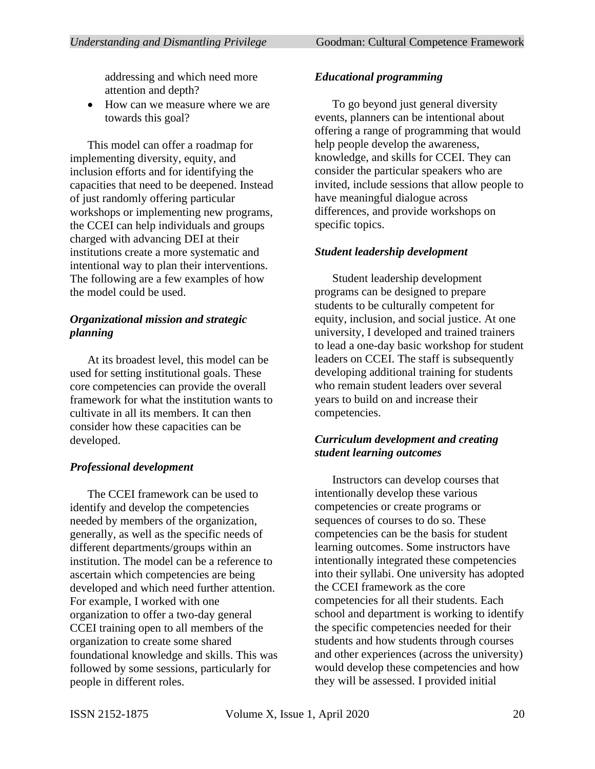addressing and which need more attention and depth?
- How can we measure where we are towards this goal?

This model can offer a roadmap for implementing diversity, equity, and inclusion efforts and for identifying the capacities that need to be deepened. Instead of just randomly offering particular workshops or implementing new programs, the CCEI can help individuals and groups charged with advancing DEI at their institutions create a more systematic and intentional way to plan their interventions. The following are a few examples of how the model could be used.

***Organizational mission and strategic planning***

At its broadest level, this model can be used for setting institutional goals. These core competencies can provide the overall framework for what the institution wants to cultivate in all its members. It can then consider how these capacities can be developed.

***Professional development***

The CCEI framework can be used to identify and develop the competencies needed by members of the organization, generally, as well as the specific needs of different departments/groups within an institution. The model can be a reference to ascertain which competencies are being developed and which need further attention. For example, I worked with one organization to offer a two-day general CCEI training open to all members of the organization to create some shared foundational knowledge and skills. This was followed by some sessions, particularly for people in different roles.

***Educational programming***

To go beyond just general diversity events, planners can be intentional about offering a range of programming that would help people develop the awareness, knowledge, and skills for CCEI. They can consider the particular speakers who are invited, include sessions that allow people to have meaningful dialogue across differences, and provide workshops on specific topics.

***Student leadership development***

Student leadership development programs can be designed to prepare students to be culturally competent for equity, inclusion, and social justice. At one university, I developed and trained trainers to lead a one-day basic workshop for student leaders on CCEI. The staff is subsequently developing additional training for students who remain student leaders over several years to build on and increase their competencies.

***Curriculum development and creating student learning outcomes***

Instructors can develop courses that intentionally develop these various competencies or create programs or sequences of courses to do so. These competencies can be the basis for student learning outcomes. Some instructors have intentionally integrated these competencies into their syllabi. One university has adopted the CCEI framework as the core competencies for all their students. Each school and department is working to identify the specific competencies needed for their students and how students through courses and other experiences (across the university) would develop these competencies and how they will be assessed. I provided initial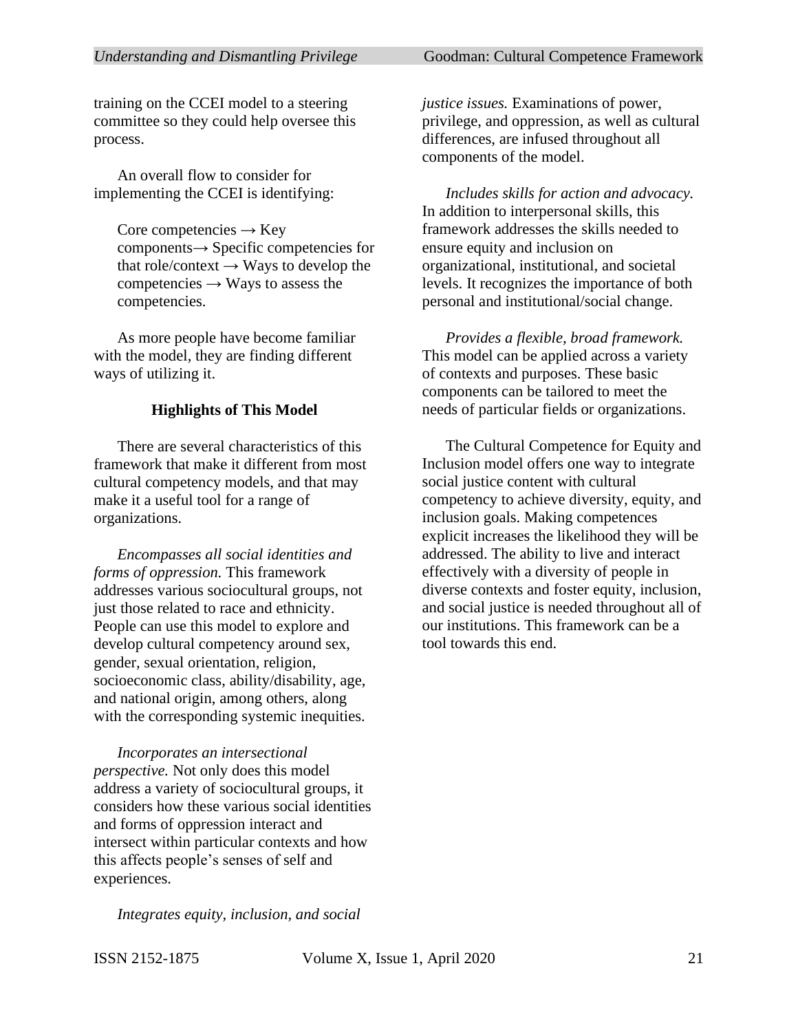training on the CCEI model to a steering committee so they could help oversee this process.

An overall flow to consider for implementing the CCEI is identifying:

> Core competencies → Key components→ Specific competencies for that role/context → Ways to develop the competencies → Ways to assess the competencies.

As more people have become familiar with the model, they are finding different ways of utilizing it.

### Highlights of This Model

There are several characteristics of this framework that make it different from most cultural competency models, and that may make it a useful tool for a range of organizations.

*Encompasses all social identities and forms of oppression.* This framework addresses various sociocultural groups, not just those related to race and ethnicity. People can use this model to explore and develop cultural competency around sex, gender, sexual orientation, religion, socioeconomic class, ability/disability, age, and national origin, among others, along with the corresponding systemic inequities.

*Incorporates an intersectional perspective.* Not only does this model address a variety of sociocultural groups, it considers how these various social identities and forms of oppression interact and intersect within particular contexts and how this affects people's senses of self and experiences.

*Integrates equity, inclusion, and social justice issues.* Examinations of power, privilege, and oppression, as well as cultural differences, are infused throughout all components of the model.

*Includes skills for action and advocacy.* In addition to interpersonal skills, this framework addresses the skills needed to ensure equity and inclusion on organizational, institutional, and societal levels. It recognizes the importance of both personal and institutional/social change.

*Provides a flexible, broad framework.* This model can be applied across a variety of contexts and purposes. These basic components can be tailored to meet the needs of particular fields or organizations.

The Cultural Competence for Equity and Inclusion model offers one way to integrate social justice content with cultural competency to achieve diversity, equity, and inclusion goals. Making competences explicit increases the likelihood they will be addressed. The ability to live and interact effectively with a diversity of people in diverse contexts and foster equity, inclusion, and social justice is needed throughout all of our institutions. This framework can be a tool towards this end.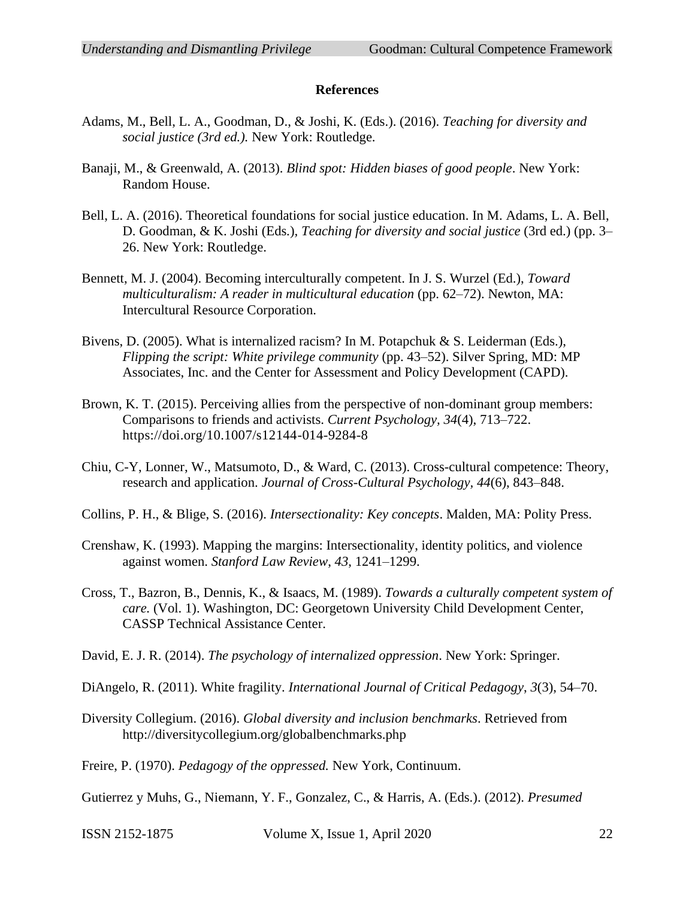## References

Adams, M., Bell, L. A., Goodman, D., & Joshi, K. (Eds.). (2016). *Teaching for diversity and social justice (3rd ed.).* New York: Routledge.

Banaji, M., & Greenwald, A. (2013). *Blind spot: Hidden biases of good people*. New York: Random House.

Bell, L. A. (2016). Theoretical foundations for social justice education. In M. Adams, L. A. Bell, D. Goodman, & K. Joshi (Eds.), *Teaching for diversity and social justice* (3rd ed.) (pp. 3–26. New York: Routledge.

Bennett, M. J. (2004). Becoming interculturally competent. In J. S. Wurzel (Ed.), *Toward multiculturalism: A reader in multicultural education* (pp. 62–72). Newton, MA: Intercultural Resource Corporation.

Bivens, D. (2005). What is internalized racism? In M. Potapchuk & S. Leiderman (Eds.), *Flipping the script: White privilege community* (pp. 43–52). Silver Spring, MD: MP Associates, Inc. and the Center for Assessment and Policy Development (CAPD).

Brown, K. T. (2015). Perceiving allies from the perspective of non-dominant group members: Comparisons to friends and activists. *Current Psychology*, *34*(4), 713–722. https://doi.org/10.1007/s12144-014-9284-8

Chiu, C-Y, Lonner, W., Matsumoto, D., & Ward, C. (2013). Cross-cultural competence: Theory, research and application. *Journal of Cross-Cultural Psychology, 44*(6), 843–848.

Collins, P. H., & Blige, S. (2016). *Intersectionality: Key concepts*. Malden, MA: Polity Press.

Crenshaw, K. (1993). Mapping the margins: Intersectionality, identity politics, and violence against women. *Stanford Law Review*, *43*, 1241–1299.

Cross, T., Bazron, B., Dennis, K., & Isaacs, M. (1989). *Towards a culturally competent system of care.* (Vol. 1). Washington, DC: Georgetown University Child Development Center, CASSP Technical Assistance Center.

David, E. J. R. (2014). *The psychology of internalized oppression*. New York: Springer.

DiAngelo, R. (2011). White fragility. *International Journal of Critical Pedagogy*, *3*(3), 54–70.

Diversity Collegium. (2016). *Global diversity and inclusion benchmarks*. Retrieved from http://diversitycollegium.org/globalbenchmarks.php

Freire, P. (1970). *Pedagogy of the oppressed.* New York, Continuum.

Gutierrez y Muhs, G., Niemann, Y. F., Gonzalez, C., & Harris, A. (Eds.). (2012). *Presumed*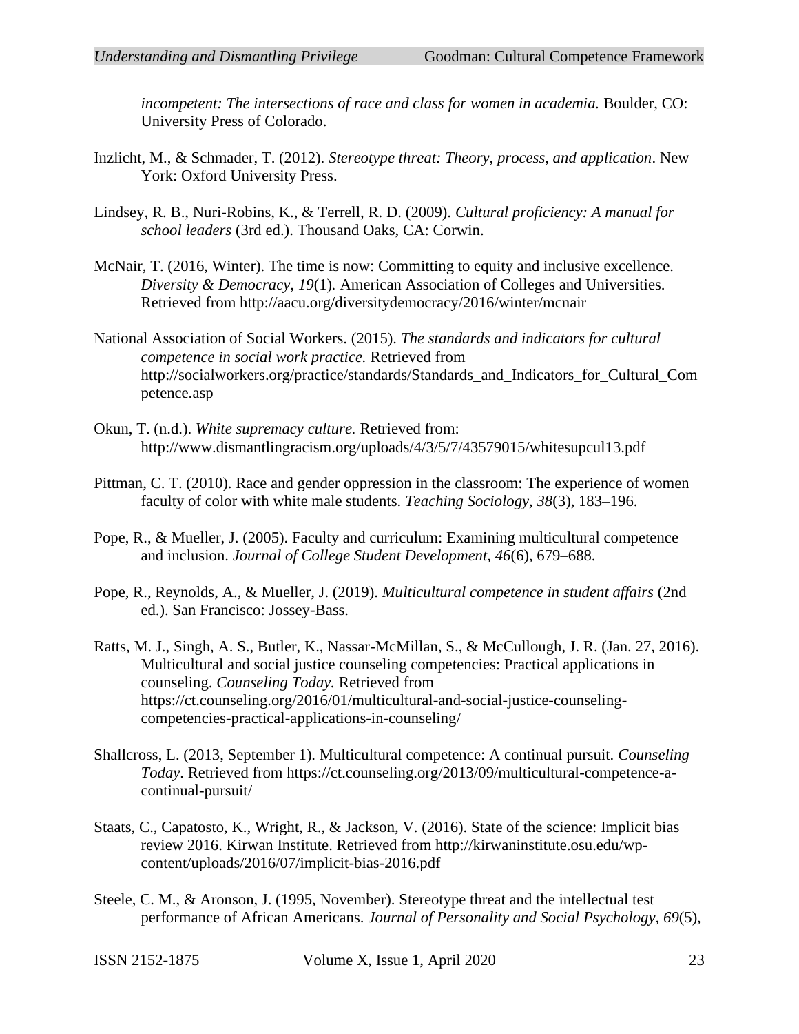*incompetent: The intersections of race and class for women in academia.* Boulder, CO: University Press of Colorado.

Inzlicht, M., & Schmader, T. (2012). *Stereotype threat: Theory, process, and application*. New York: Oxford University Press.

Lindsey, R. B., Nuri-Robins, K., & Terrell, R. D. (2009). *Cultural proficiency: A manual for school leaders* (3rd ed.). Thousand Oaks, CA: Corwin.

McNair, T. (2016, Winter). The time is now: Committing to equity and inclusive excellence. *Diversity & Democracy, 19*(1). American Association of Colleges and Universities. Retrieved from http://aacu.org/diversitydemocracy/2016/winter/mcnair

National Association of Social Workers. (2015). *The standards and indicators for cultural competence in social work practice.* Retrieved from http://socialworkers.org/practice/standards/Standards_and_Indicators_for_Cultural_Competence.asp

Okun, T. (n.d.). *White supremacy culture.* Retrieved from: http://www.dismantlingracism.org/uploads/4/3/5/7/43579015/whitesupcul13.pdf

Pittman, C. T. (2010). Race and gender oppression in the classroom: The experience of women faculty of color with white male students. *Teaching Sociology, 38*(3), 183–196.

Pope, R., & Mueller, J. (2005). Faculty and curriculum: Examining multicultural competence and inclusion. *Journal of College Student Development, 46*(6), 679–688.

Pope, R., Reynolds, A., & Mueller, J. (2019). *Multicultural competence in student affairs* (2nd ed.). San Francisco: Jossey-Bass.

Ratts, M. J., Singh, A. S., Butler, K., Nassar-McMillan, S., & McCullough, J. R. (Jan. 27, 2016). Multicultural and social justice counseling competencies: Practical applications in counseling. *Counseling Today.* Retrieved from https://ct.counseling.org/2016/01/multicultural-and-social-justice-counseling-competencies-practical-applications-in-counseling/

Shallcross, L. (2013, September 1). Multicultural competence: A continual pursuit. *Counseling Today*. Retrieved from https://ct.counseling.org/2013/09/multicultural-competence-a-continual-pursuit/

Staats, C., Capatosto, K., Wright, R., & Jackson, V. (2016). State of the science: Implicit bias review 2016. Kirwan Institute. Retrieved from http://kirwaninstitute.osu.edu/wp-content/uploads/2016/07/implicit-bias-2016.pdf

Steele, C. M., & Aronson, J. (1995, November). Stereotype threat and the intellectual test performance of African Americans. *Journal of Personality and Social Psychology, 69*(5),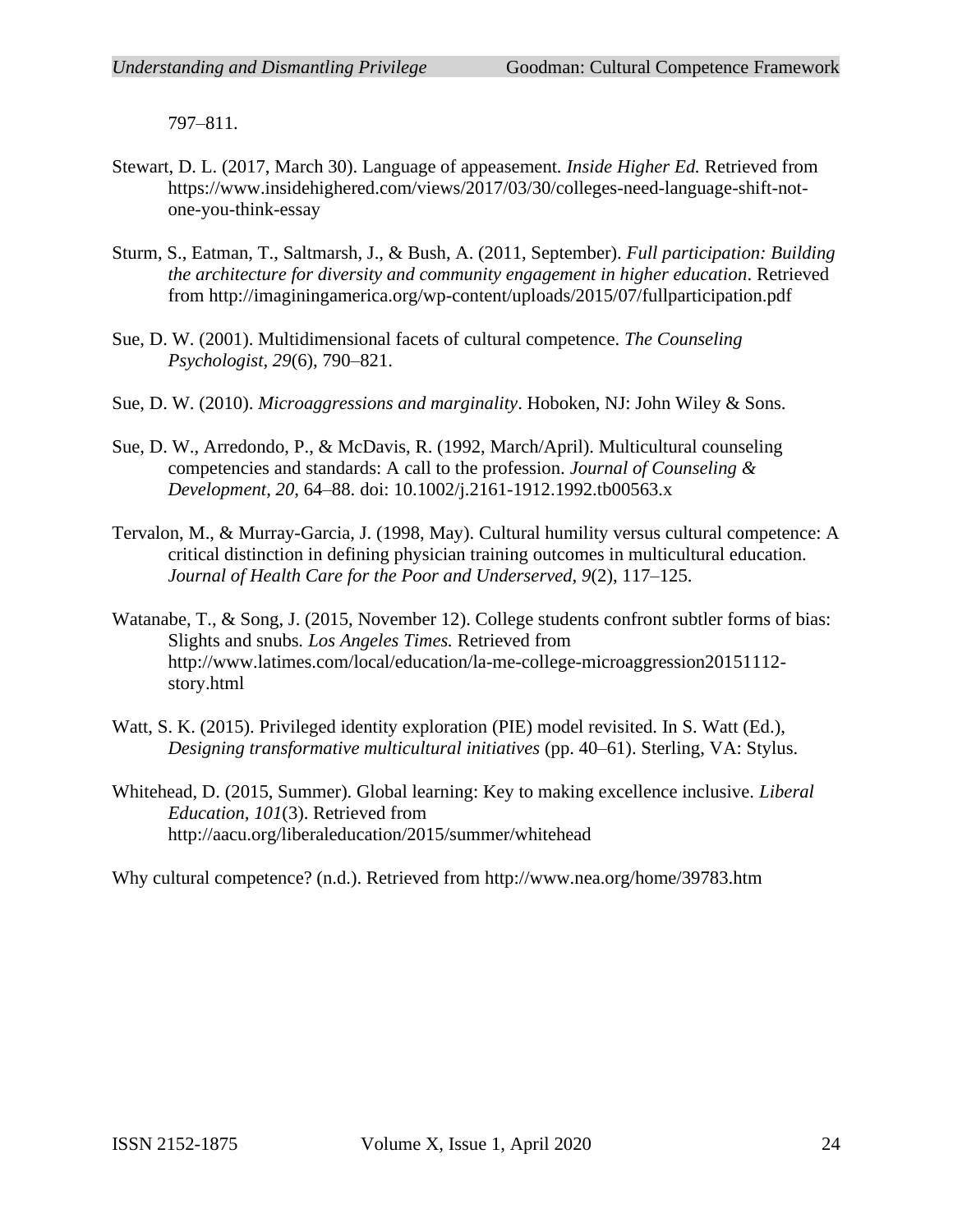797–811.

Stewart, D. L. (2017, March 30). Language of appeasement. *Inside Higher Ed.* Retrieved from https://www.insidehighered.com/views/2017/03/30/colleges-need-language-shift-not-one-you-think-essay

Sturm, S., Eatman, T., Saltmarsh, J., & Bush, A. (2011, September). *Full participation: Building the architecture for diversity and community engagement in higher education*. Retrieved from http://imaginingamerica.org/wp-content/uploads/2015/07/fullparticipation.pdf

Sue, D. W. (2001). Multidimensional facets of cultural competence. *The Counseling Psychologist, 29*(6), 790–821.

Sue, D. W. (2010). *Microaggressions and marginality*. Hoboken, NJ: John Wiley & Sons.

Sue, D. W., Arredondo, P., & McDavis, R. (1992, March/April). Multicultural counseling competencies and standards: A call to the profession. *Journal of Counseling & Development, 20*, 64–88. doi: 10.1002/j.2161-1912.1992.tb00563.x

Tervalon, M., & Murray-Garcia, J. (1998, May). Cultural humility versus cultural competence: A critical distinction in defining physician training outcomes in multicultural education. *Journal of Health Care for the Poor and Underserved, 9*(2), 117–125.

Watanabe, T., & Song, J. (2015, November 12). College students confront subtler forms of bias: Slights and snubs. *Los Angeles Times.* Retrieved from http://www.latimes.com/local/education/la-me-college-microaggression20151112-story.html

Watt, S. K. (2015). Privileged identity exploration (PIE) model revisited. In S. Watt (Ed.), *Designing transformative multicultural initiatives* (pp. 40–61). Sterling, VA: Stylus.

Whitehead, D. (2015, Summer). Global learning: Key to making excellence inclusive. *Liberal Education, 101*(3). Retrieved from http://aacu.org/liberaleducation/2015/summer/whitehead

Why cultural competence? (n.d.). Retrieved from http://www.nea.org/home/39783.htm